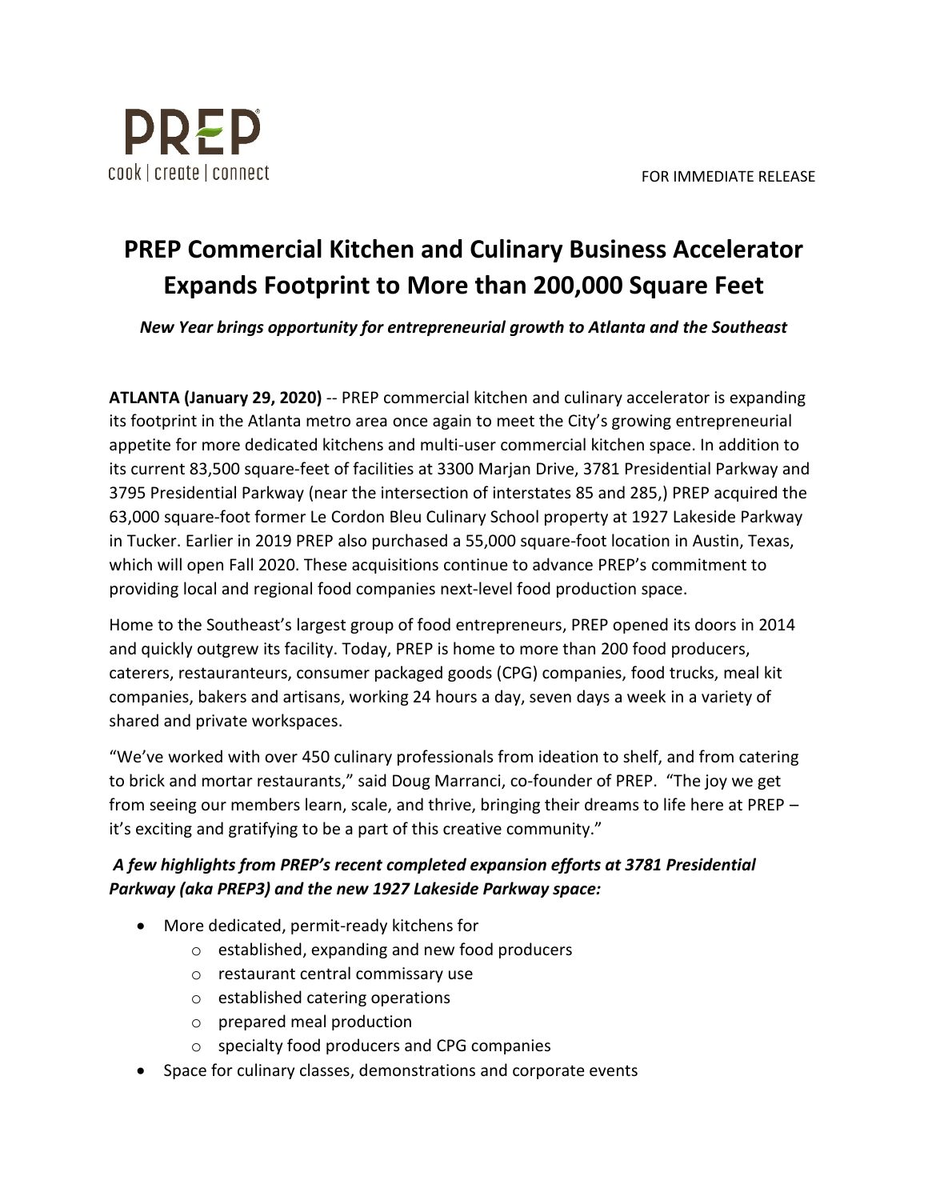PREP
cook | create | connect

FOR IMMEDIATE RELEASE

# PREP Commercial Kitchen and Culinary Business Accelerator Expands Footprint to More than 200,000 Square Feet

***New Year brings opportunity for entrepreneurial growth to Atlanta and the Southeast***

**ATLANTA (January 29, 2020)** -- PREP commercial kitchen and culinary accelerator is expanding its footprint in the Atlanta metro area once again to meet the City's growing entrepreneurial appetite for more dedicated kitchens and multi-user commercial kitchen space. In addition to its current 83,500 square-feet of facilities at 3300 Marjan Drive, 3781 Presidential Parkway and 3795 Presidential Parkway (near the intersection of interstates 85 and 285,) PREP acquired the 63,000 square-foot former Le Cordon Bleu Culinary School property at 1927 Lakeside Parkway in Tucker. Earlier in 2019 PREP also purchased a 55,000 square-foot location in Austin, Texas, which will open Fall 2020. These acquisitions continue to advance PREP's commitment to providing local and regional food companies next-level food production space.

Home to the Southeast's largest group of food entrepreneurs, PREP opened its doors in 2014 and quickly outgrew its facility. Today, PREP is home to more than 200 food producers, caterers, restauranteurs, consumer packaged goods (CPG) companies, food trucks, meal kit companies, bakers and artisans, working 24 hours a day, seven days a week in a variety of shared and private workspaces.

"We've worked with over 450 culinary professionals from ideation to shelf, and from catering to brick and mortar restaurants," said Doug Marranci, co-founder of PREP. "The joy we get from seeing our members learn, scale, and thrive, bringing their dreams to life here at PREP – it's exciting and gratifying to be a part of this creative community."

***A few highlights from PREP's recent completed expansion efforts at 3781 Presidential Parkway (aka PREP3) and the new 1927 Lakeside Parkway space:***

- More dedicated, permit-ready kitchens for
  - established, expanding and new food producers
  - restaurant central commissary use
  - established catering operations
  - prepared meal production
  - specialty food producers and CPG companies
- Space for culinary classes, demonstrations and corporate events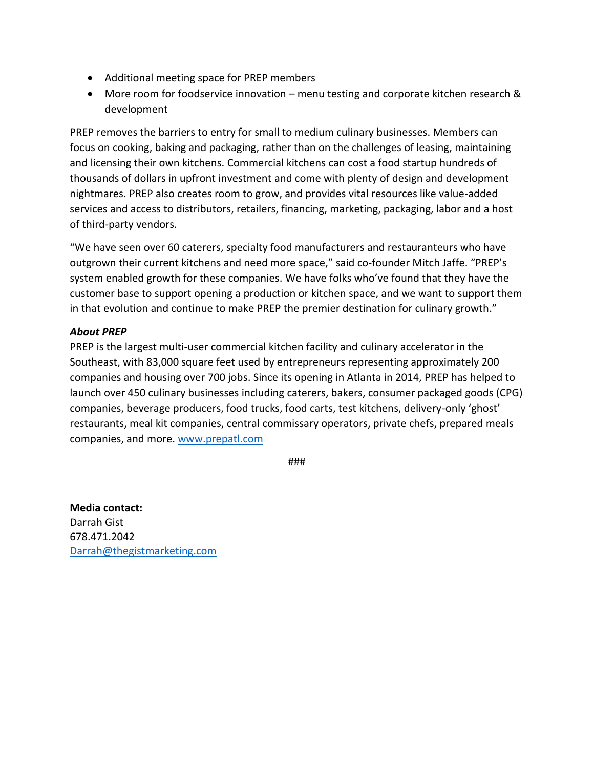- Additional meeting space for PREP members
- More room for foodservice innovation – menu testing and corporate kitchen research & development

PREP removes the barriers to entry for small to medium culinary businesses. Members can focus on cooking, baking and packaging, rather than on the challenges of leasing, maintaining and licensing their own kitchens. Commercial kitchens can cost a food startup hundreds of thousands of dollars in upfront investment and come with plenty of design and development nightmares. PREP also creates room to grow, and provides vital resources like value-added services and access to distributors, retailers, financing, marketing, packaging, labor and a host of third-party vendors.

"We have seen over 60 caterers, specialty food manufacturers and restauranteurs who have outgrown their current kitchens and need more space," said co-founder Mitch Jaffe. "PREP's system enabled growth for these companies. We have folks who've found that they have the customer base to support opening a production or kitchen space, and we want to support them in that evolution and continue to make PREP the premier destination for culinary growth."

***About PREP***

PREP is the largest multi-user commercial kitchen facility and culinary accelerator in the Southeast, with 83,000 square feet used by entrepreneurs representing approximately 200 companies and housing over 700 jobs. Since its opening in Atlanta in 2014, PREP has helped to launch over 450 culinary businesses including caterers, bakers, consumer packaged goods (CPG) companies, beverage producers, food trucks, food carts, test kitchens, delivery-only 'ghost' restaurants, meal kit companies, central commissary operators, private chefs, prepared meals companies, and more. www.prepatl.com

###

**Media contact:**
Darrah Gist
678.471.2042
Darrah@thegistmarketing.com